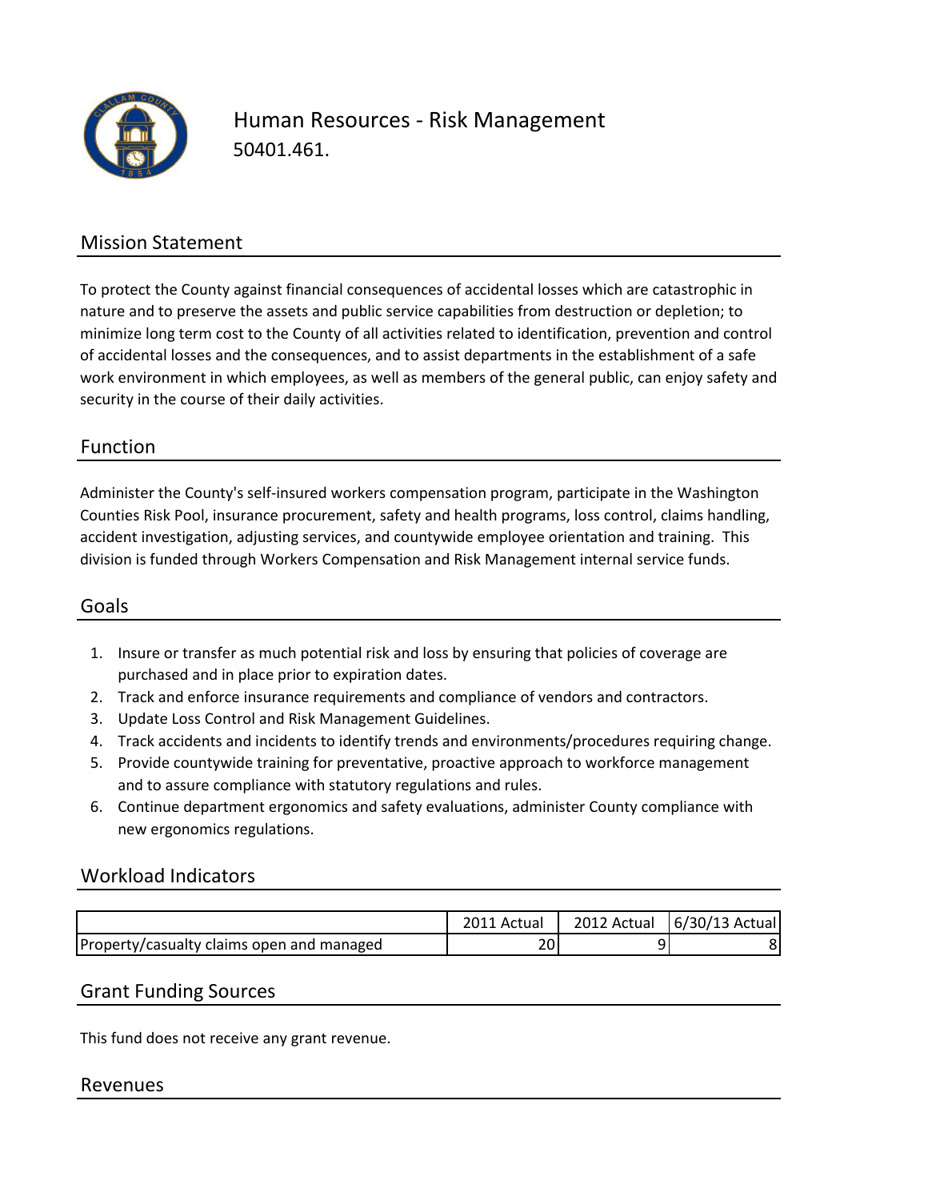# Human Resources - Risk Management

50401.461.

## Mission Statement

To protect the County against financial consequences of accidental losses which are catastrophic in nature and to preserve the assets and public service capabilities from destruction or depletion; to minimize long term cost to the County of all activities related to identification, prevention and control of accidental losses and the consequences, and to assist departments in the establishment of a safe work environment in which employees, as well as members of the general public, can enjoy safety and security in the course of their daily activities.

## Function

Administer the County's self-insured workers compensation program, participate in the Washington Counties Risk Pool, insurance procurement, safety and health programs, loss control, claims handling, accident investigation, adjusting services, and countywide employee orientation and training. This division is funded through Workers Compensation and Risk Management internal service funds.

## Goals

1. Insure or transfer as much potential risk and loss by ensuring that policies of coverage are purchased and in place prior to expiration dates.
2. Track and enforce insurance requirements and compliance of vendors and contractors.
3. Update Loss Control and Risk Management Guidelines.
4. Track accidents and incidents to identify trends and environments/procedures requiring change.
5. Provide countywide training for preventative, proactive approach to workforce management and to assure compliance with statutory regulations and rules.
6. Continue department ergonomics and safety evaluations, administer County compliance with new ergonomics regulations.

## Workload Indicators

| | 2011 Actual | 2012 Actual | 6/30/13 Actual |
|---|---|---|---|
| Property/casualty claims open and managed | 20 | 9 | 8 |

## Grant Funding Sources

This fund does not receive any grant revenue.

## Revenues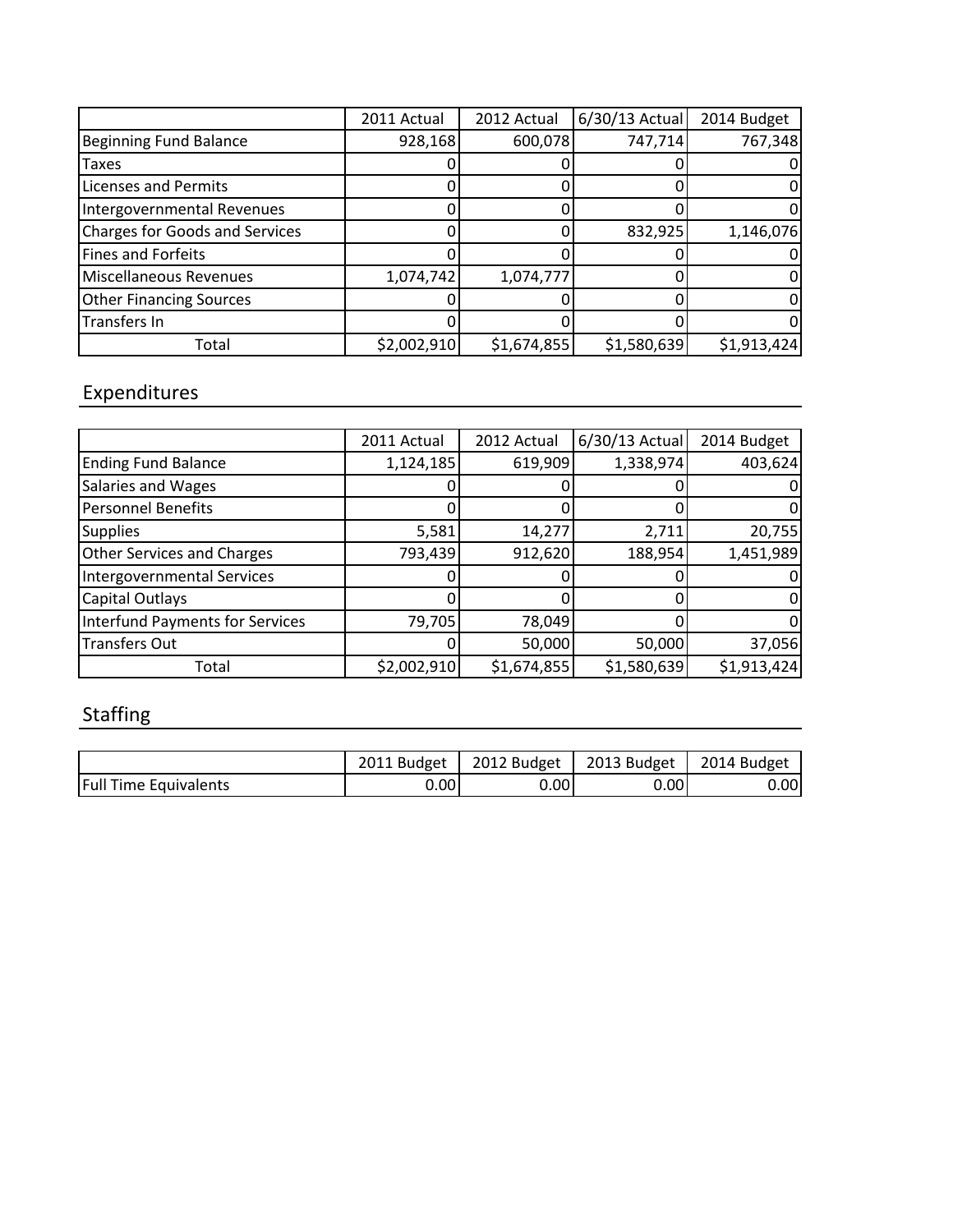| | 2011 Actual | 2012 Actual | 6/30/13 Actual | 2014 Budget |
|---|---|---|---|---|
| Beginning Fund Balance | 928,168 | 600,078 | 747,714 | 767,348 |
| Taxes | 0 | 0 | 0 | 0 |
| Licenses and Permits | 0 | 0 | 0 | 0 |
| Intergovernmental Revenues | 0 | 0 | 0 | 0 |
| Charges for Goods and Services | 0 | 0 | 832,925 | 1,146,076 |
| Fines and Forfeits | 0 | 0 | 0 | 0 |
| Miscellaneous Revenues | 1,074,742 | 1,074,777 | 0 | 0 |
| Other Financing Sources | 0 | 0 | 0 | 0 |
| Transfers In | 0 | 0 | 0 | 0 |
| Total | $2,002,910 | $1,674,855 | $1,580,639 | $1,913,424 |

## Expenditures

| | 2011 Actual | 2012 Actual | 6/30/13 Actual | 2014 Budget |
|---|---|---|---|---|
| Ending Fund Balance | 1,124,185 | 619,909 | 1,338,974 | 403,624 |
| Salaries and Wages | 0 | 0 | 0 | 0 |
| Personnel Benefits | 0 | 0 | 0 | 0 |
| Supplies | 5,581 | 14,277 | 2,711 | 20,755 |
| Other Services and Charges | 793,439 | 912,620 | 188,954 | 1,451,989 |
| Intergovernmental Services | 0 | 0 | 0 | 0 |
| Capital Outlays | 0 | 0 | 0 | 0 |
| Interfund Payments for Services | 79,705 | 78,049 | 0 | 0 |
| Transfers Out | 0 | 50,000 | 50,000 | 37,056 |
| Total | $2,002,910 | $1,674,855 | $1,580,639 | $1,913,424 |

## Staffing

| | 2011 Budget | 2012 Budget | 2013 Budget | 2014 Budget |
|---|---|---|---|---|
| Full Time Equivalents | 0.00 | 0.00 | 0.00 | 0.00 |